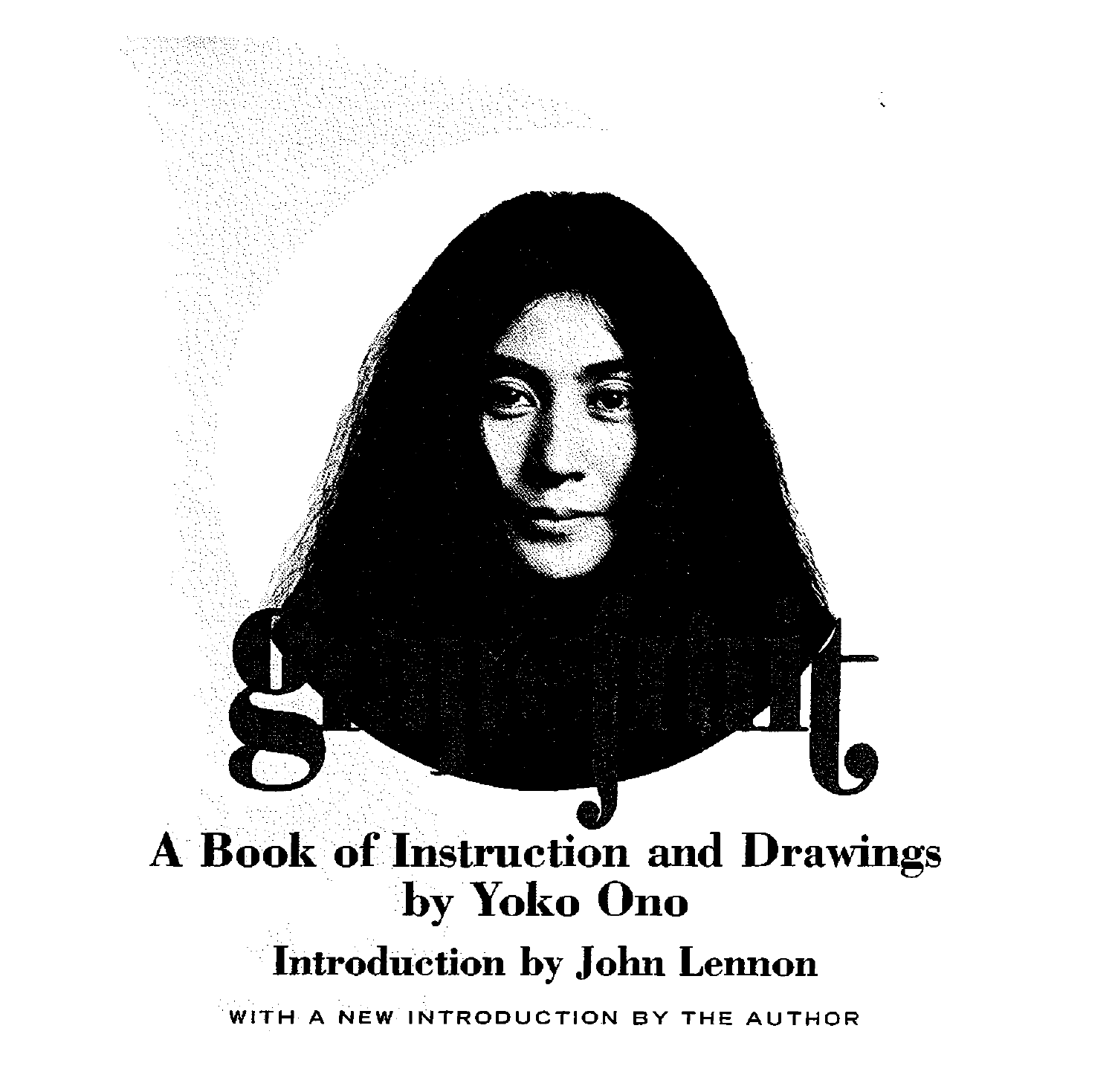# grapefruit

## A Book of Instruction and Drawings by Yoko Ono

### Introduction by John Lennon

WITH A NEW INTRODUCTION BY THE AUTHOR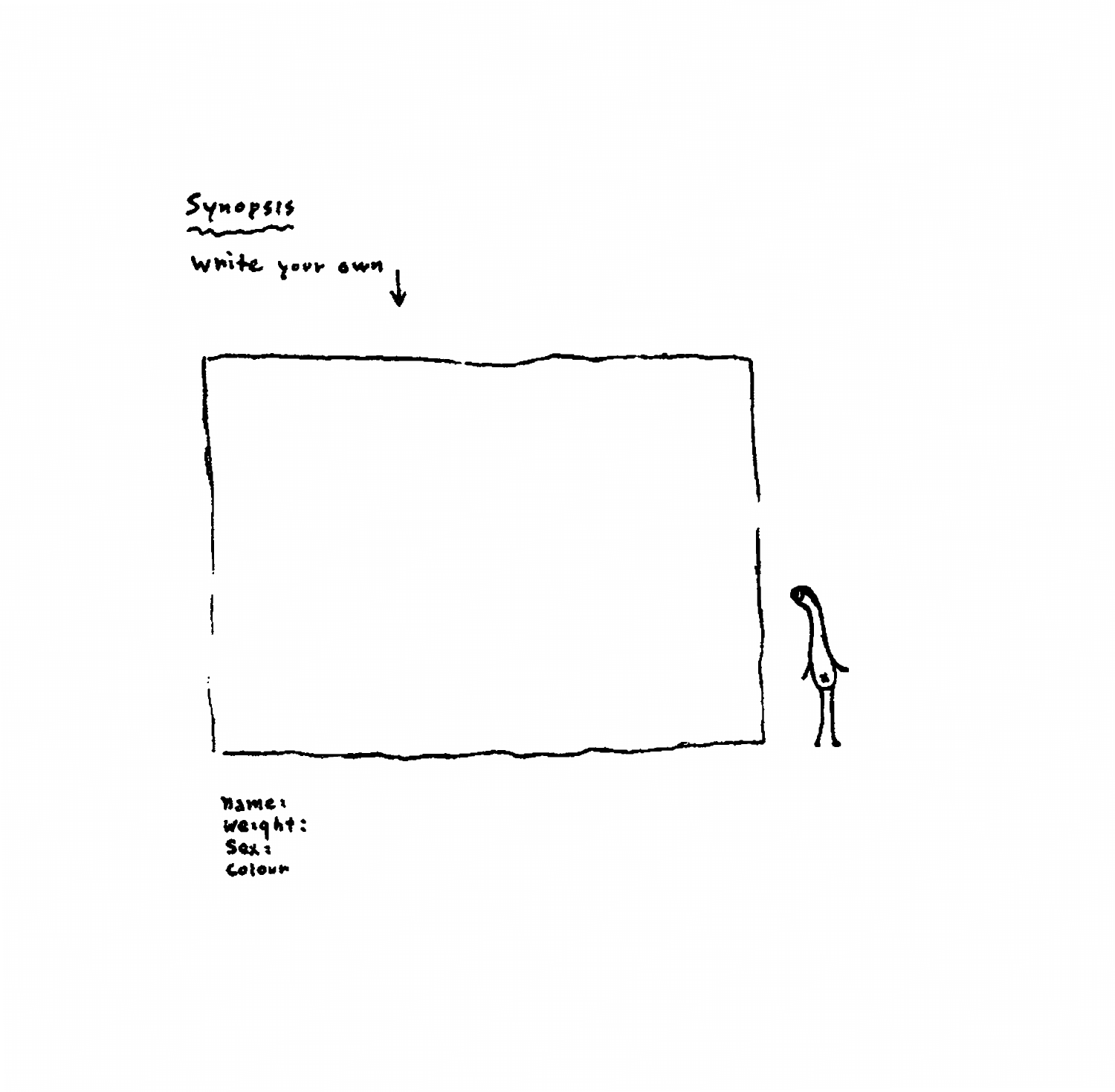## Synopsis

Write your own ↓

Name:
Weight:
Sex:
Colour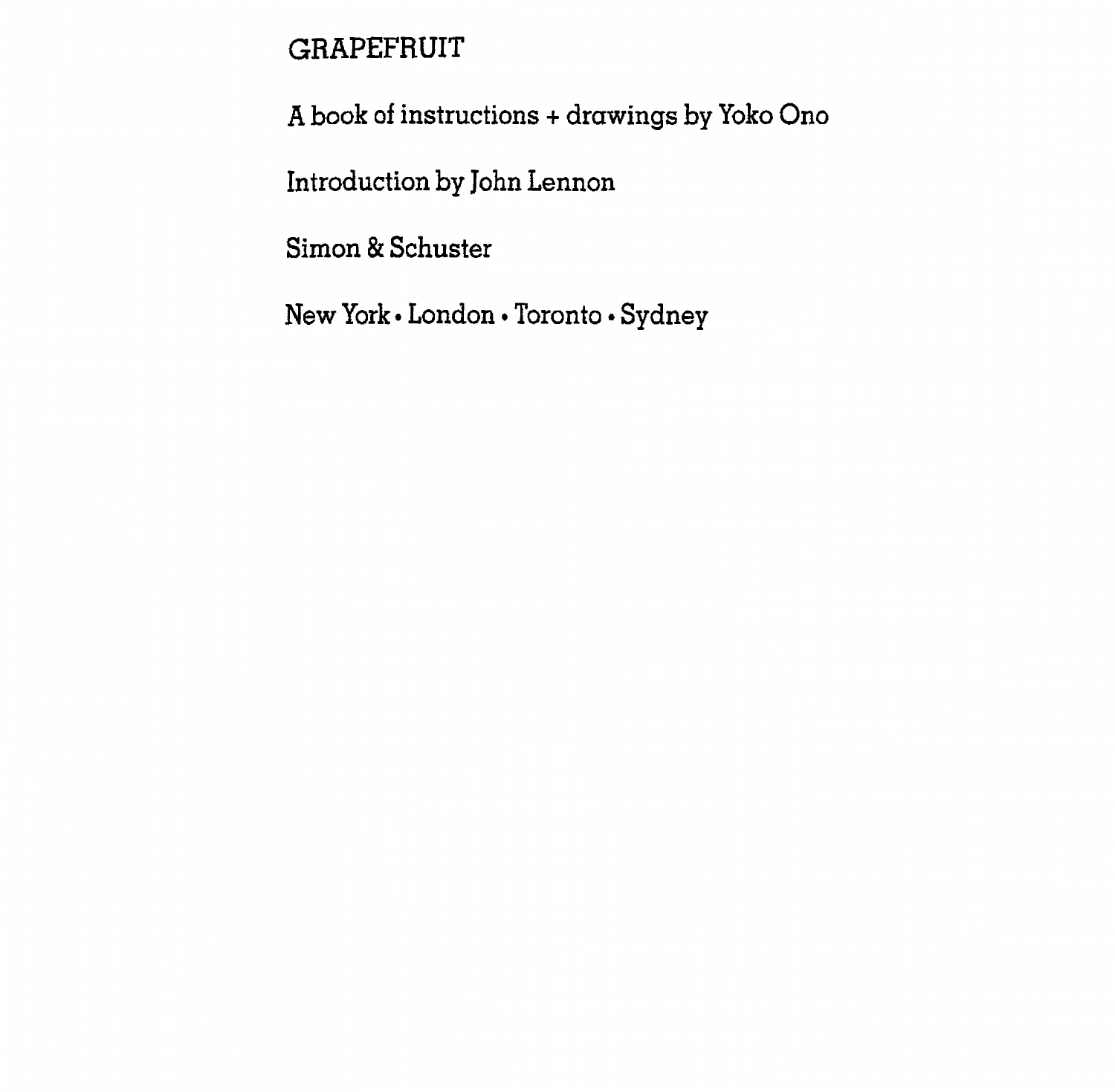# GRAPEFRUIT

A book of instructions + drawings by Yoko Ono

Introduction by John Lennon

Simon & Schuster

New York • London • Toronto • Sydney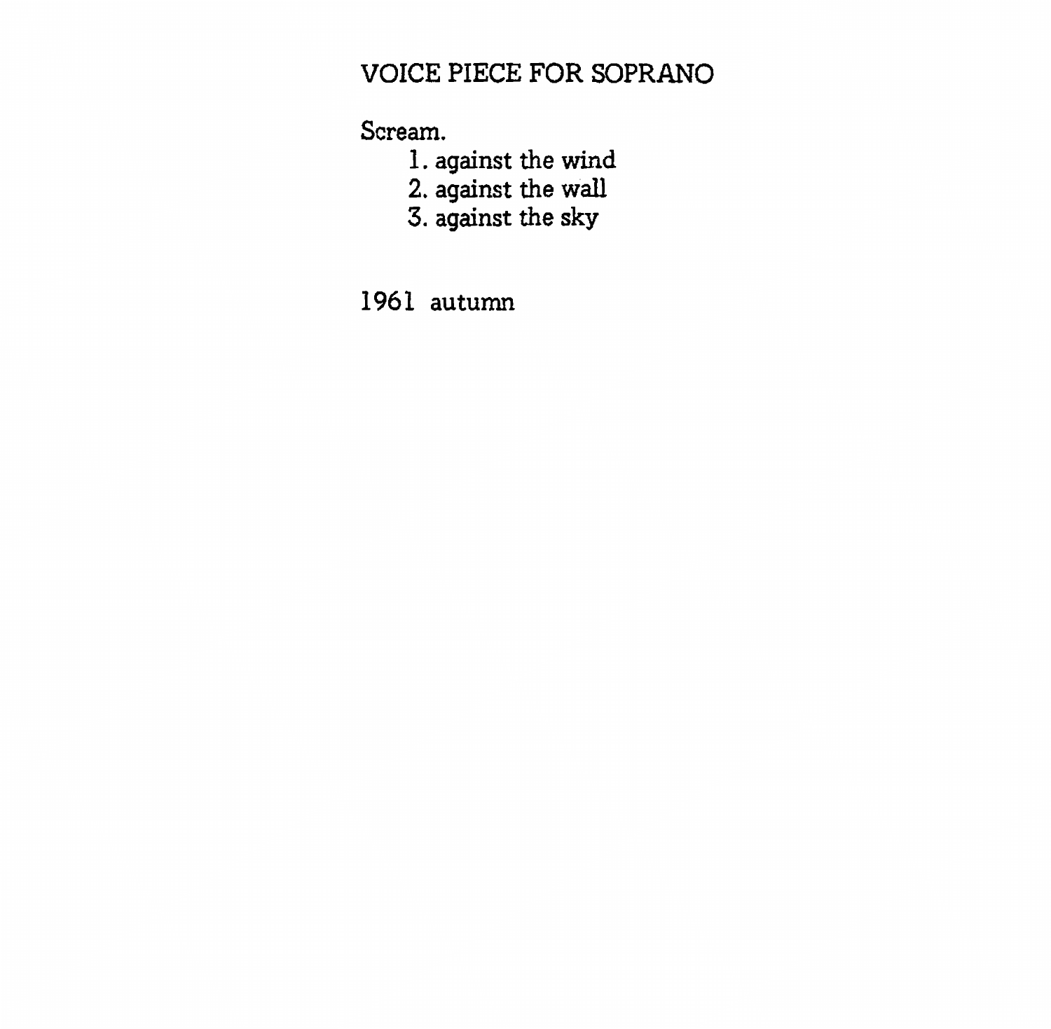# VOICE PIECE FOR SOPRANO

Scream.

1. against the wind
2. against the wall
3. against the sky

1961 autumn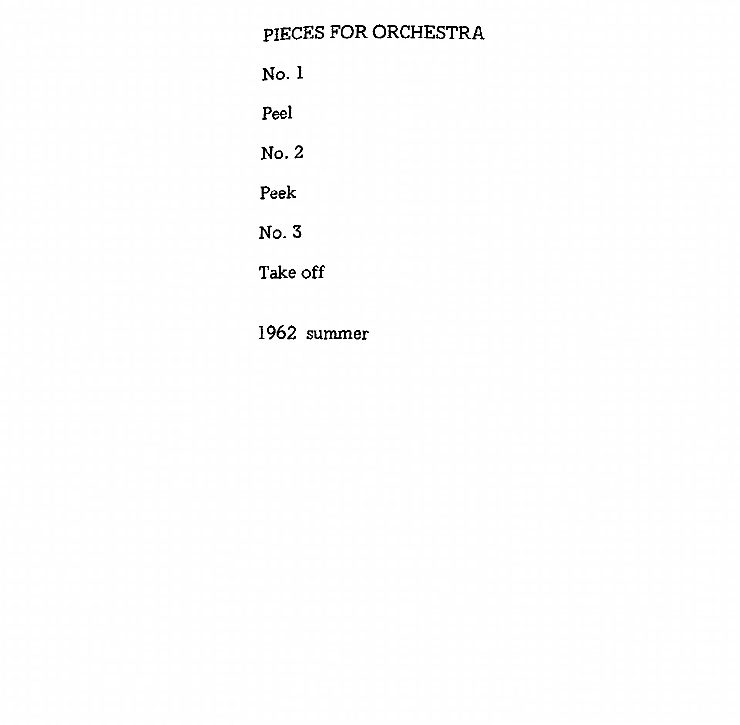# PIECES FOR ORCHESTRA

No. 1

Peel

No. 2

Peek

No. 3

Take off

1962 summer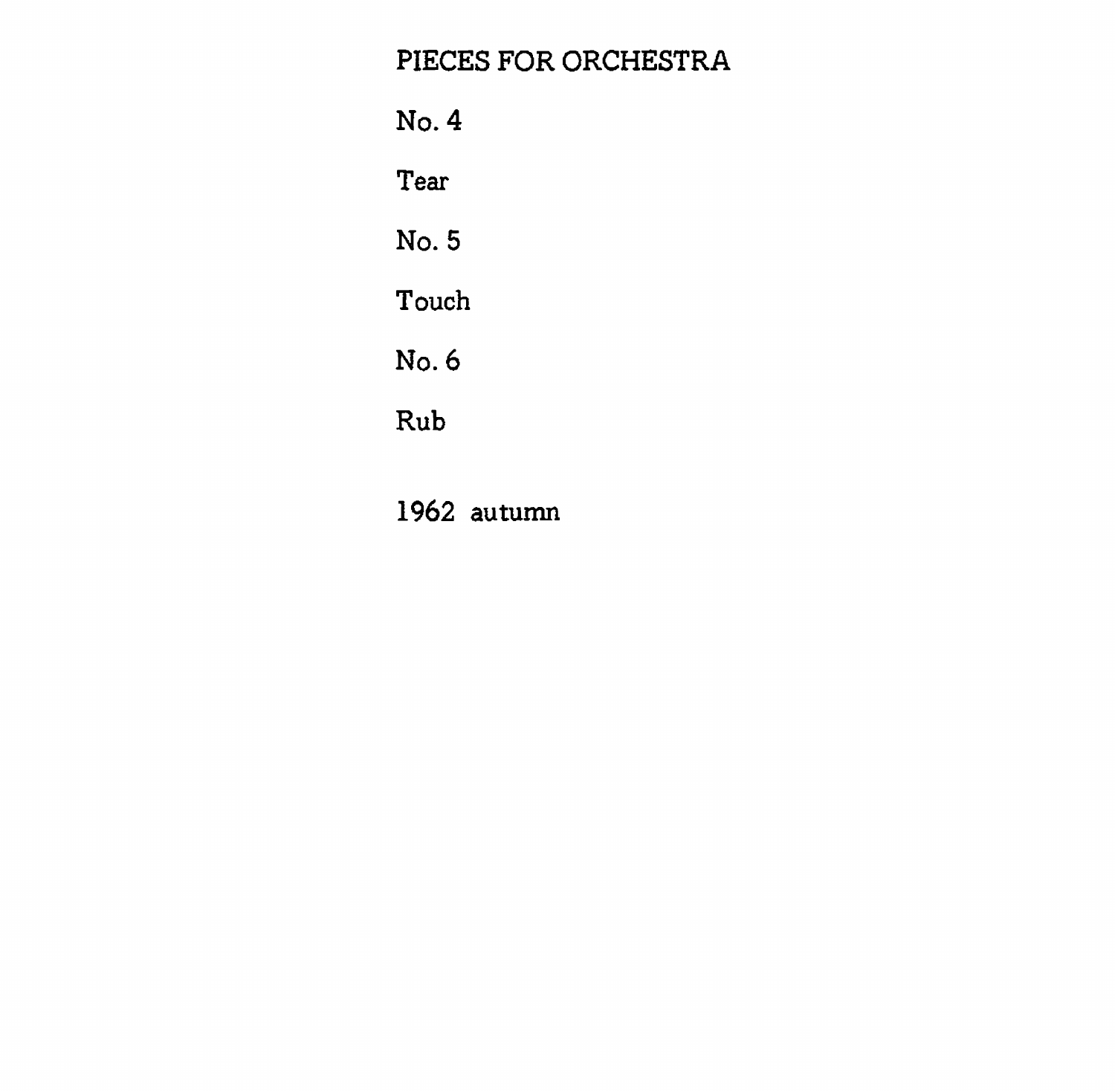# PIECES FOR ORCHESTRA

No. 4

Tear

No. 5

Touch

No. 6

Rub

1962 autumn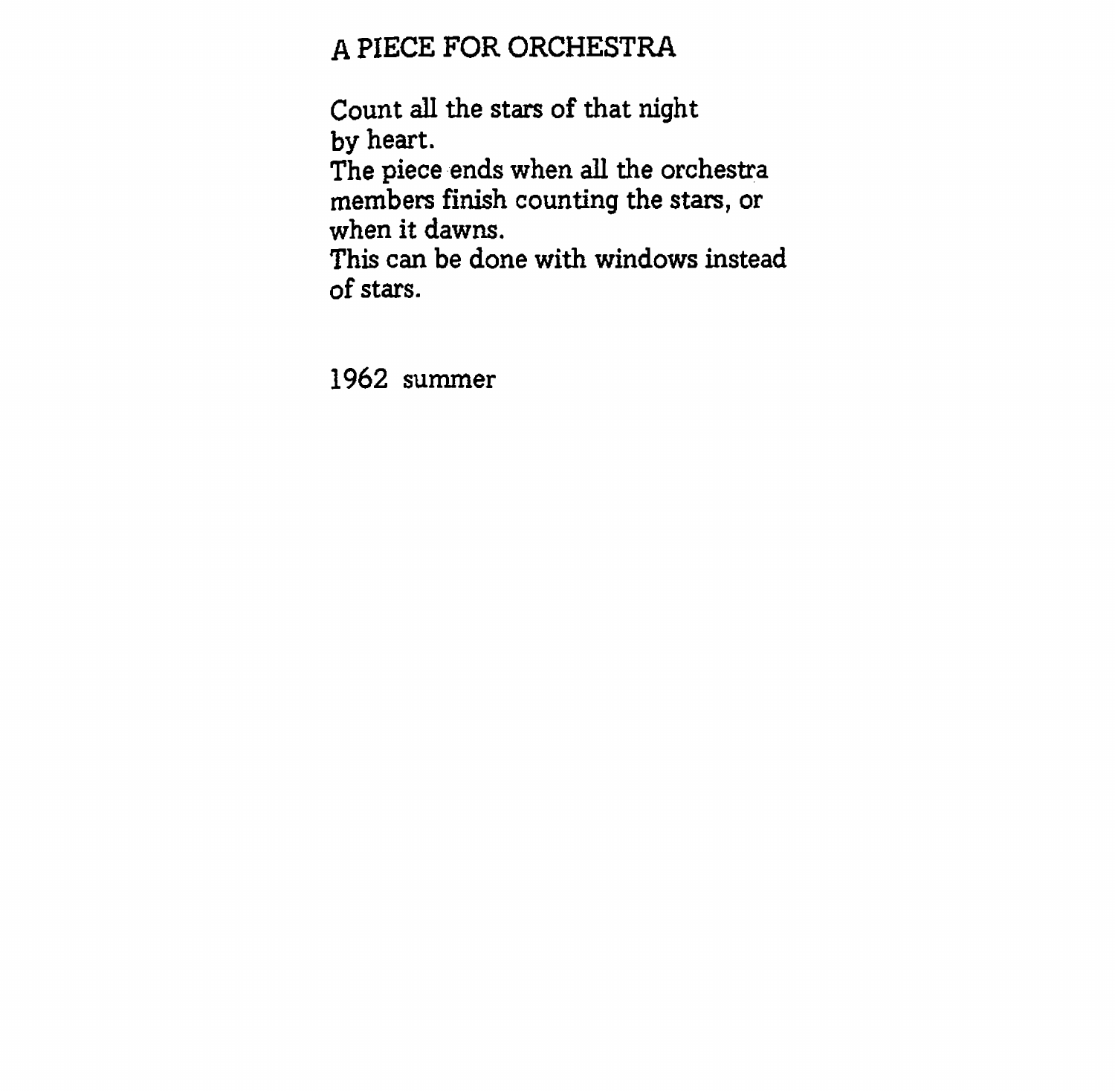# A PIECE FOR ORCHESTRA

Count all the stars of that night
by heart.
The piece ends when all the orchestra
members finish counting the stars, or
when it dawns.
This can be done with windows instead
of stars.

1962 summer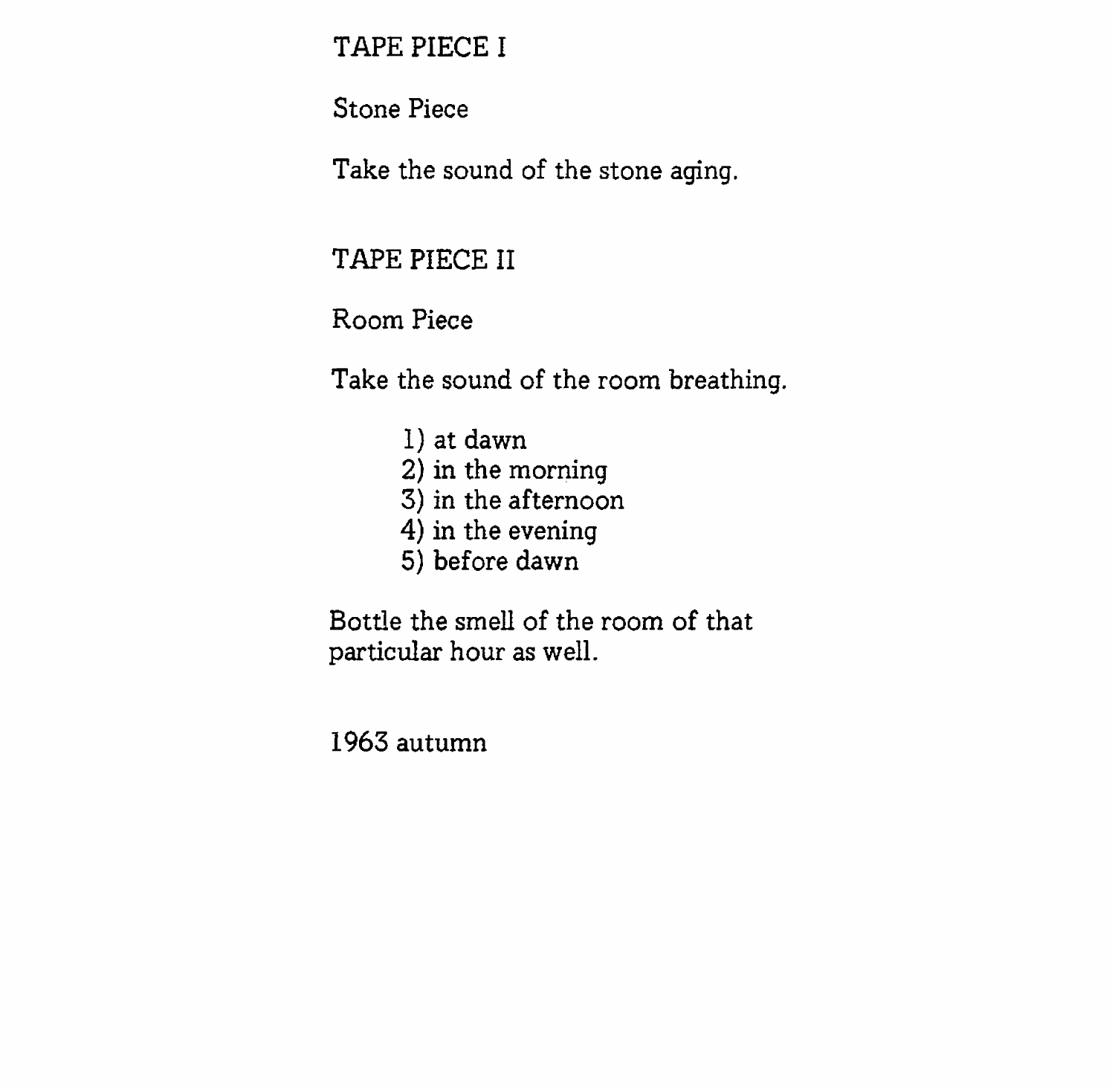## TAPE PIECE I

Stone Piece

Take the sound of the stone aging.

## TAPE PIECE II

Room Piece

Take the sound of the room breathing.

1) at dawn
2) in the morning
3) in the afternoon
4) in the evening
5) before dawn

Bottle the smell of the room of that particular hour as well.

1963 autumn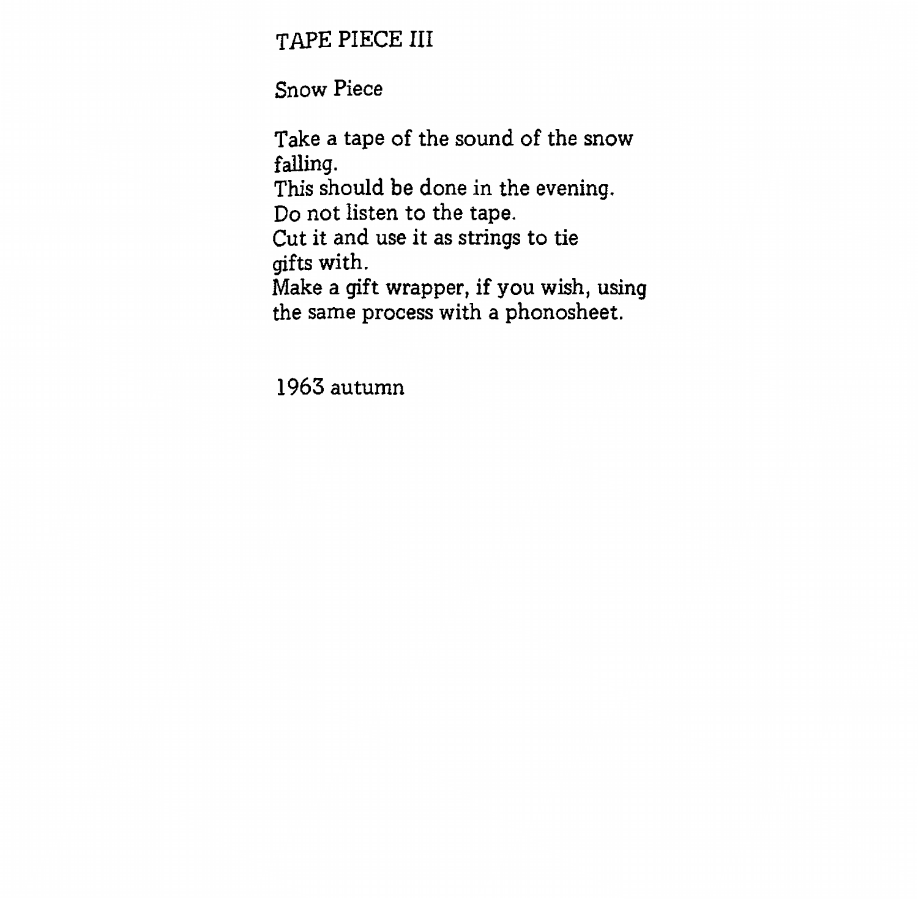# TAPE PIECE III

## Snow Piece

Take a tape of the sound of the snow
falling.
This should be done in the evening.
Do not listen to the tape.
Cut it and use it as strings to tie
gifts with.
Make a gift wrapper, if you wish, using
the same process with a phonosheet.

1963 autumn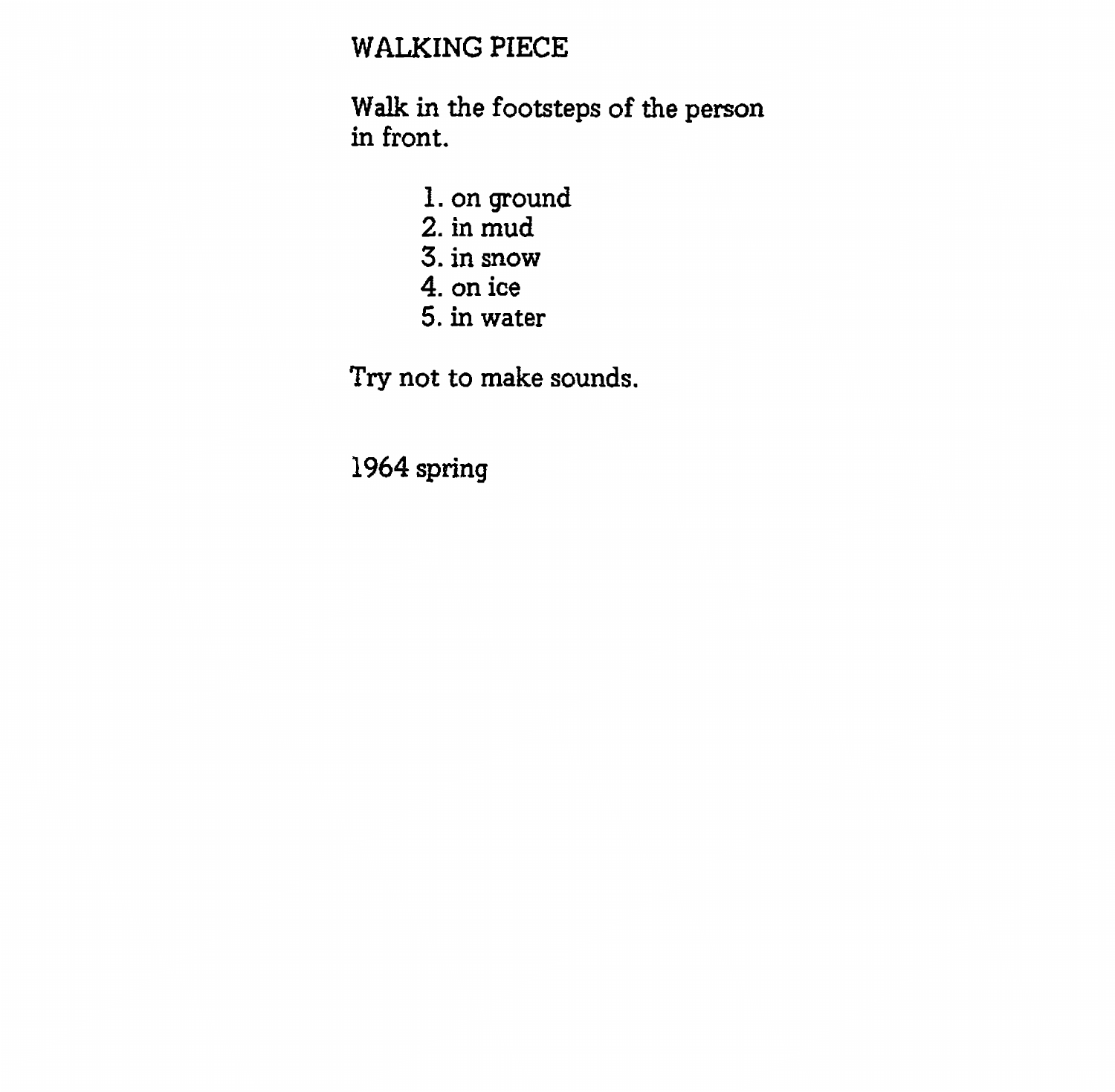# WALKING PIECE

Walk in the footsteps of the person
in front.

1. on ground
2. in mud
3. in snow
4. on ice
5. in water

Try not to make sounds.

1964 spring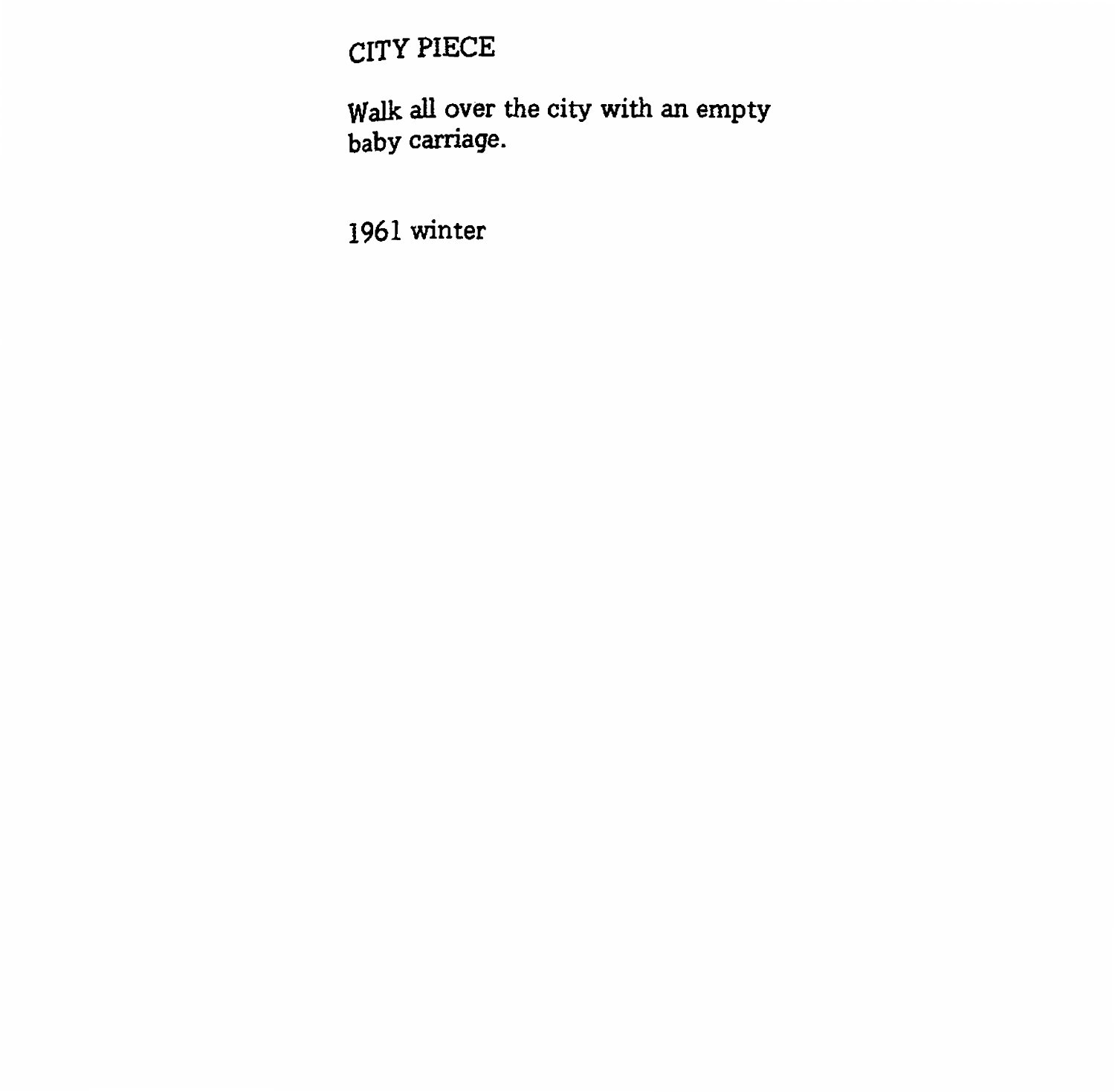# CITY PIECE

Walk all over the city with an empty baby carriage.

1961 winter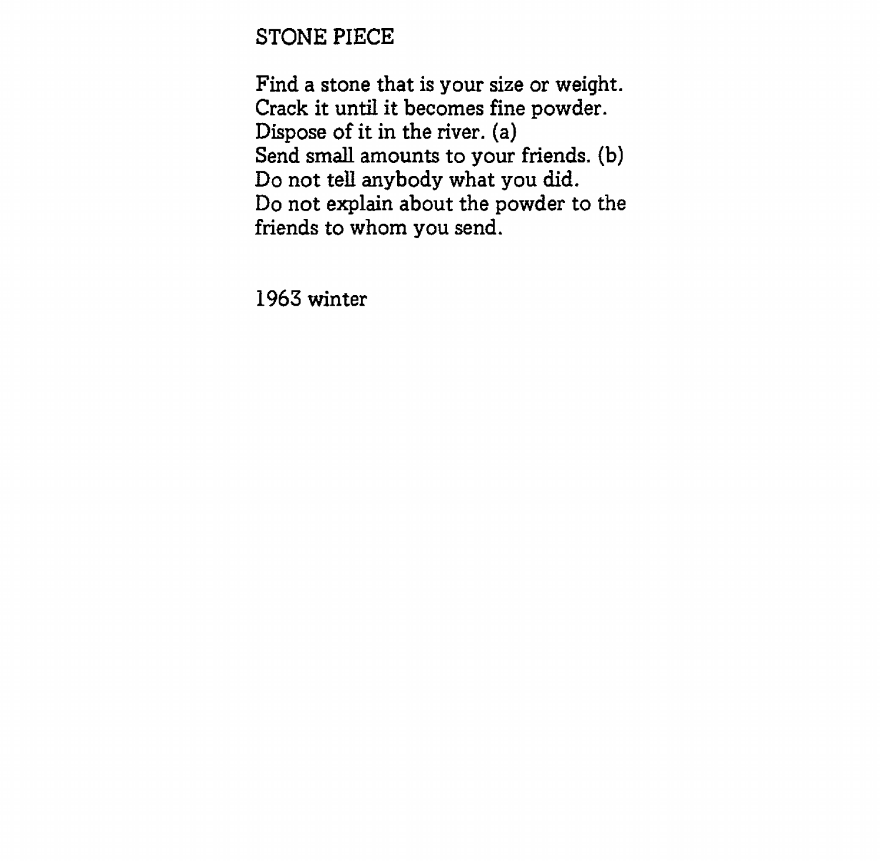# STONE PIECE

Find a stone that is your size or weight.
Crack it until it becomes fine powder.
Dispose of it in the river. (a)
Send small amounts to your friends. (b)
Do not tell anybody what you did.
Do not explain about the powder to the
friends to whom you send.

1963 winter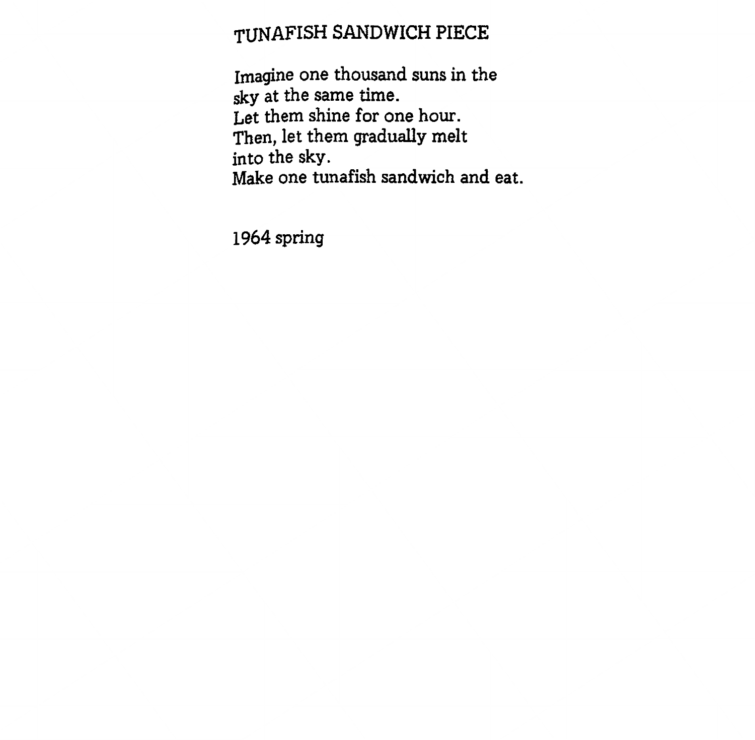# TUNAFISH SANDWICH PIECE

Imagine one thousand suns in the
sky at the same time.
Let them shine for one hour.
Then, let them gradually melt
into the sky.
Make one tunafish sandwich and eat.

1964 spring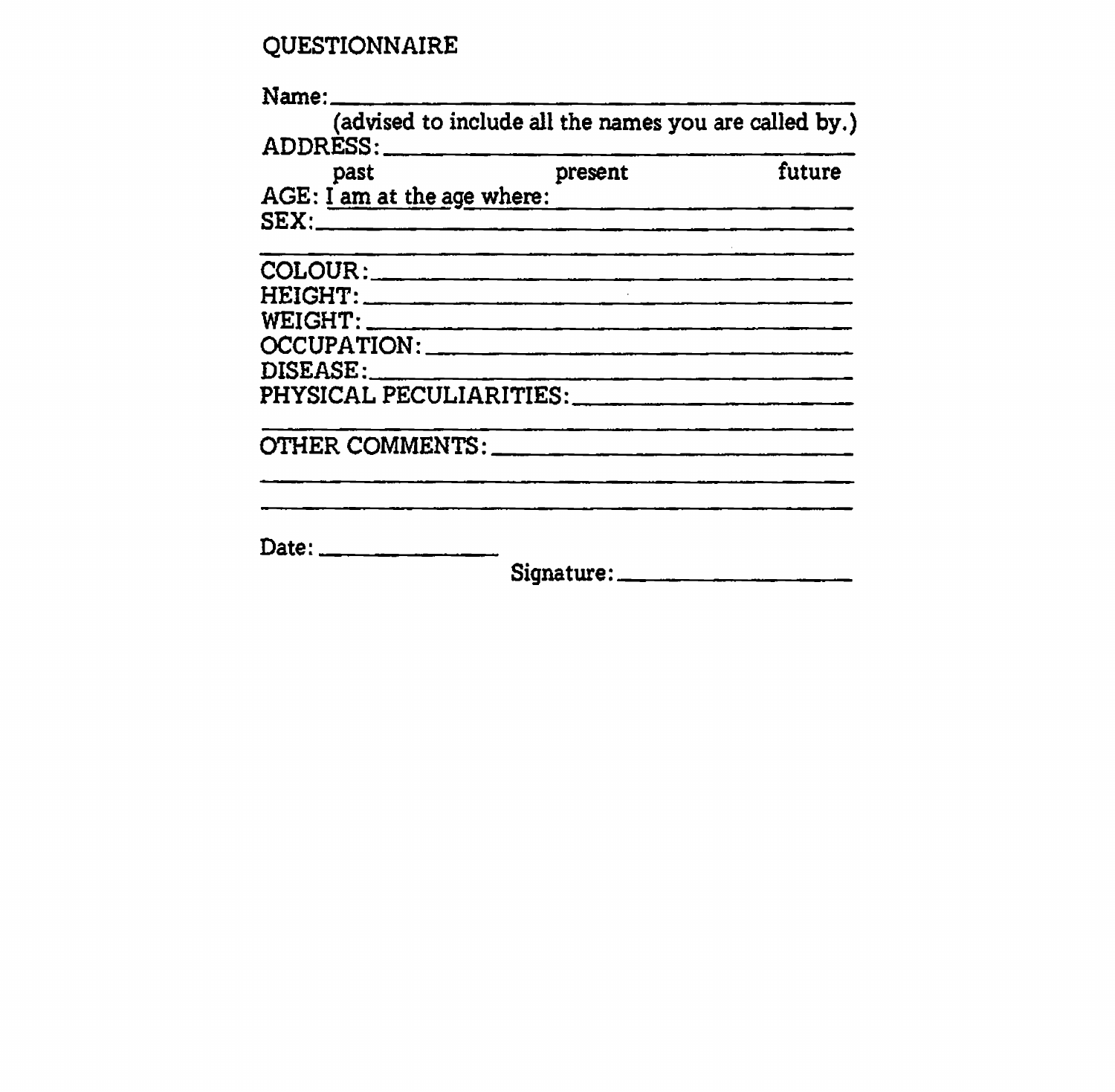QUESTIONNAIRE

Name: ______________________________________

(advised to include all the names you are called by.)

ADDRESS: ___________________________________

past present future

AGE: I am at the age where: ___________________

SEX: _______________________________________

____________________________________________

COLOUR: ____________________________________

HEIGHT: ____________________________________

WEIGHT: ____________________________________

OCCUPATION: ________________________________

DISEASE: ___________________________________

PHYSICAL PECULIARITIES: _____________________

____________________________________________

OTHER COMMENTS: ____________________________

____________________________________________

____________________________________________

Date: ______________

Signature: ______________________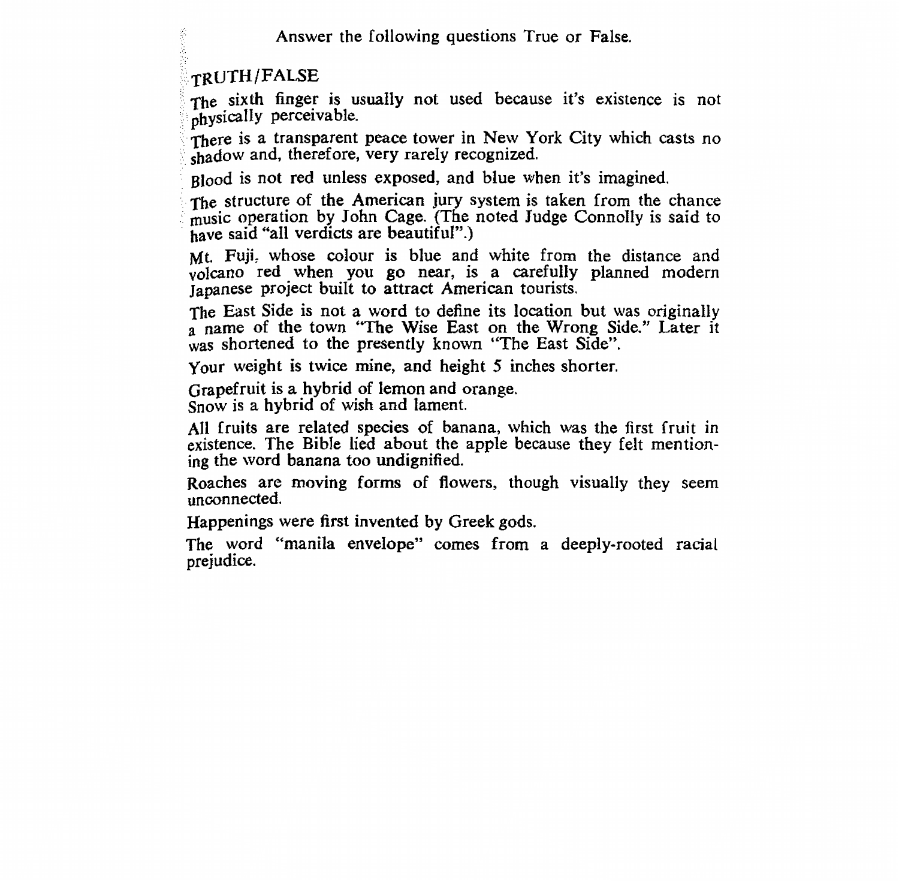Answer the following questions True or False.

TRUTH/FALSE

The sixth finger is usually not used because it's existence is not physically perceivable.

There is a transparent peace tower in New York City which casts no shadow and, therefore, very rarely recognized.

Blood is not red unless exposed, and blue when it's imagined.

The structure of the American jury system is taken from the chance music operation by John Cage. (The noted Judge Connolly is said to have said "all verdicts are beautiful".)

Mt. Fuji, whose colour is blue and white from the distance and volcano red when you go near, is a carefully planned modern Japanese project built to attract American tourists.

The East Side is not a word to define its location but was originally a name of the town "The Wise East on the Wrong Side." Later it was shortened to the presently known "The East Side".

Your weight is twice mine, and height 5 inches shorter.

Grapefruit is a hybrid of lemon and orange.
Snow is a hybrid of wish and lament.

All fruits are related species of banana, which was the first fruit in existence. The Bible lied about the apple because they felt mentioning the word banana too undignified.

Roaches are moving forms of flowers, though visually they seem unconnected.

Happenings were first invented by Greek gods.

The word "manila envelope" comes from a deeply-rooted racial prejudice.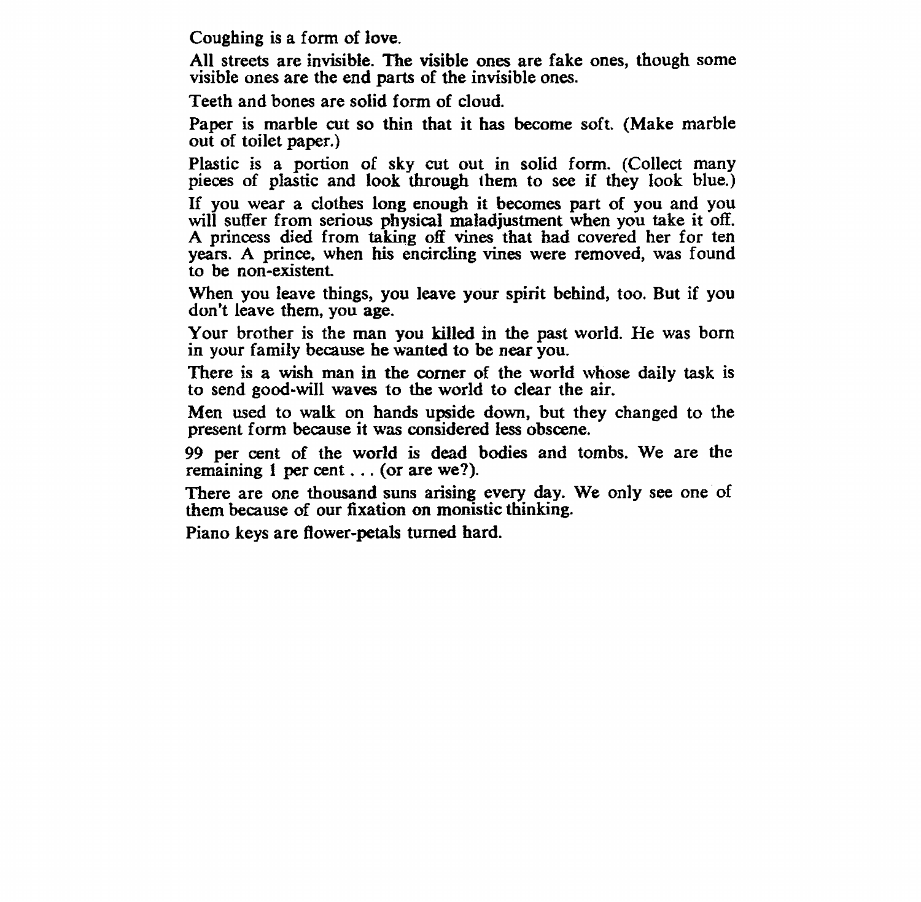Coughing is a form of love.

All streets are invisible. The visible ones are fake ones, though some visible ones are the end parts of the invisible ones.

Teeth and bones are solid form of cloud.

Paper is marble cut so thin that it has become soft. (Make marble out of toilet paper.)

Plastic is a portion of sky cut out in solid form. (Collect many pieces of plastic and look through them to see if they look blue.)

If you wear a clothes long enough it becomes part of you and you will suffer from serious physical maladjustment when you take it off. A princess died from taking off vines that had covered her for ten years. A prince, when his encircling vines were removed, was found to be non-existent.

When you leave things, you leave your spirit behind, too. But if you don't leave them, you age.

Your brother is the man you killed in the past world. He was born in your family because he wanted to be near you.

There is a wish man in the corner of the world whose daily task is to send good-will waves to the world to clear the air.

Men used to walk on hands upside down, but they changed to the present form because it was considered less obscene.

99 per cent of the world is dead bodies and tombs. We are the remaining 1 per cent . . . (or are we?).

There are one thousand suns arising every day. We only see one of them because of our fixation on monistic thinking.

Piano keys are flower-petals turned hard.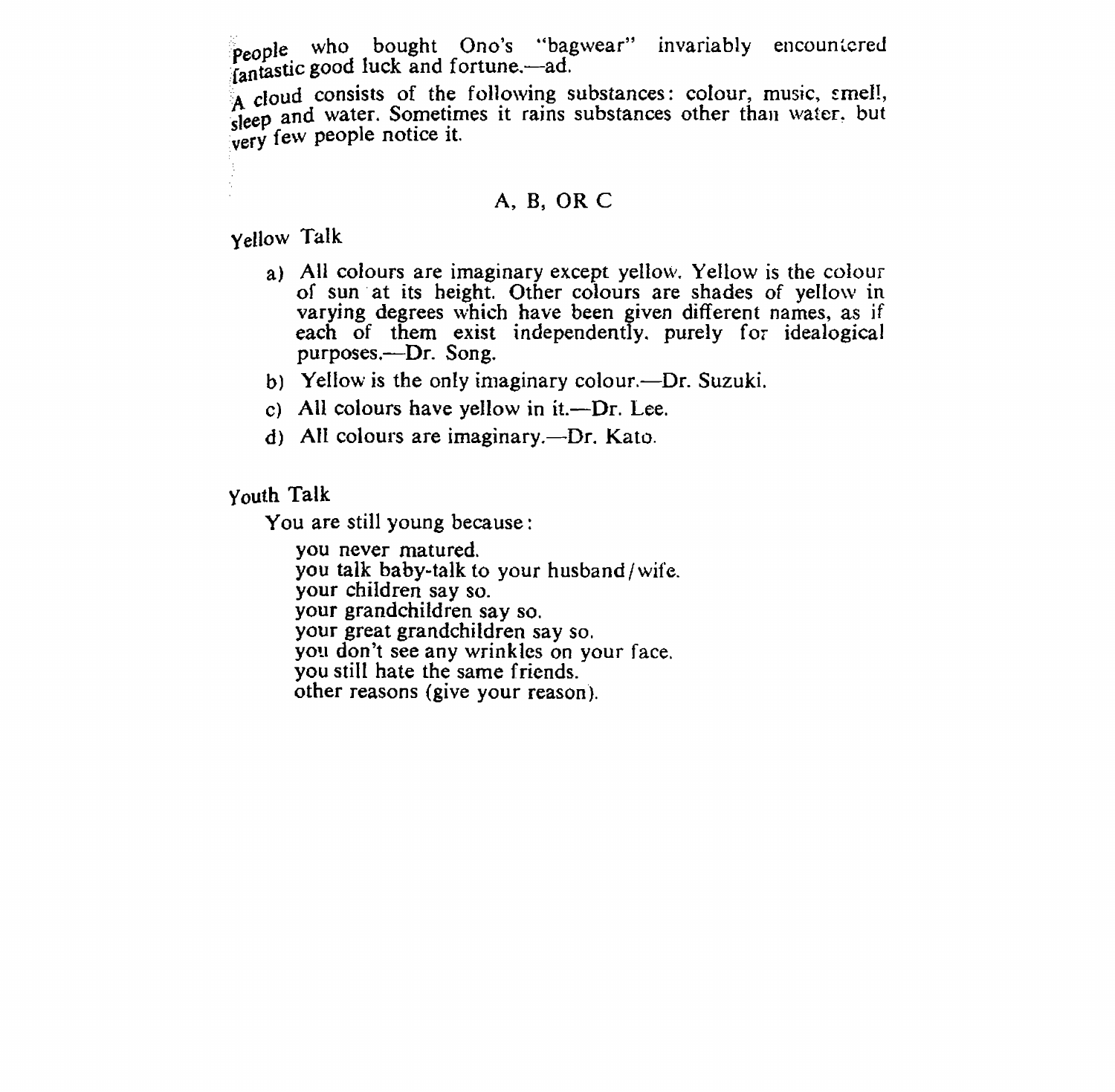People who bought Ono's "bagwear" invariably encountered fantastic good luck and fortune.—ad.

A cloud consists of the following substances: colour, music, smell, sleep and water. Sometimes it rains substances other than water, but very few people notice it.

## A, B, OR C

### Yellow Talk

a) All colours are imaginary except yellow. Yellow is the colour of sun at its height. Other colours are shades of yellow in varying degrees which have been given different names, as if each of them exist independently, purely for idealogical purposes.—Dr. Song.

b) Yellow is the only imaginary colour.—Dr. Suzuki.

c) All colours have yellow in it.—Dr. Lee.

d) All colours are imaginary.—Dr. Kato.

### Youth Talk

You are still young because:

you never matured.  
you talk baby-talk to your husband/wife.  
your children say so.  
your grandchildren say so.  
your great grandchildren say so.  
you don't see any wrinkles on your face.  
you still hate the same friends.  
other reasons (give your reason).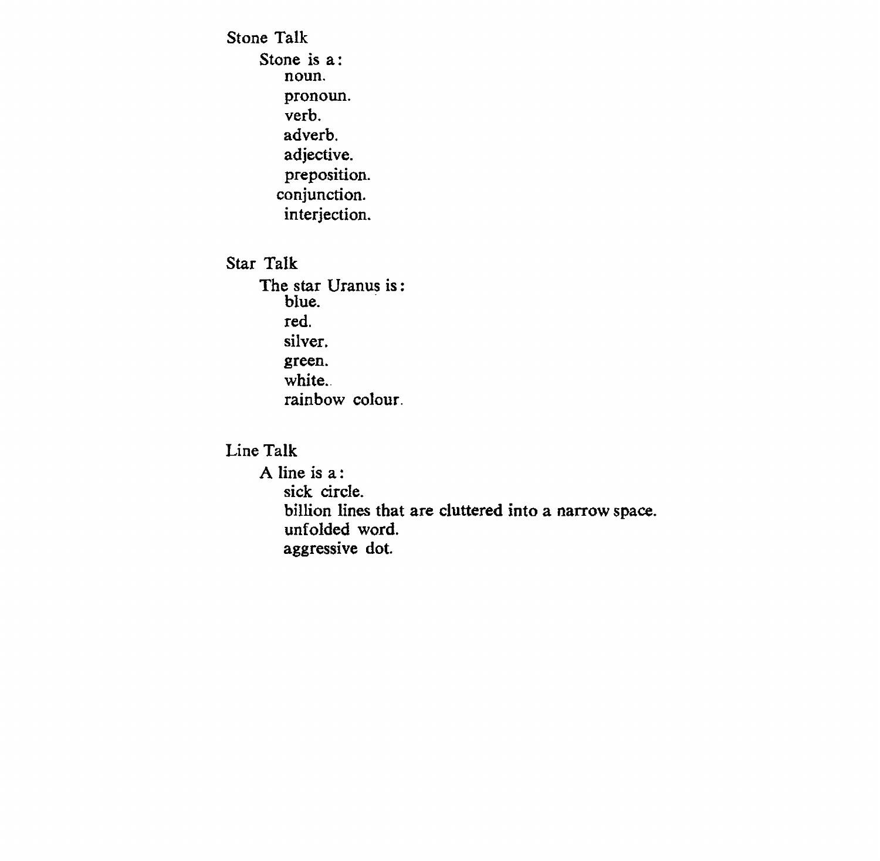Stone Talk

Stone is a:

noun.
pronoun.
verb.
adverb.
adjective.
preposition.
conjunction.
interjection.

Star Talk

The star Uranus is:

blue.
red.
silver.
green.
white.
rainbow colour.

Line Talk

A line is a:

sick circle.
billion lines that are cluttered into a narrow space.
unfolded word.
aggressive dot.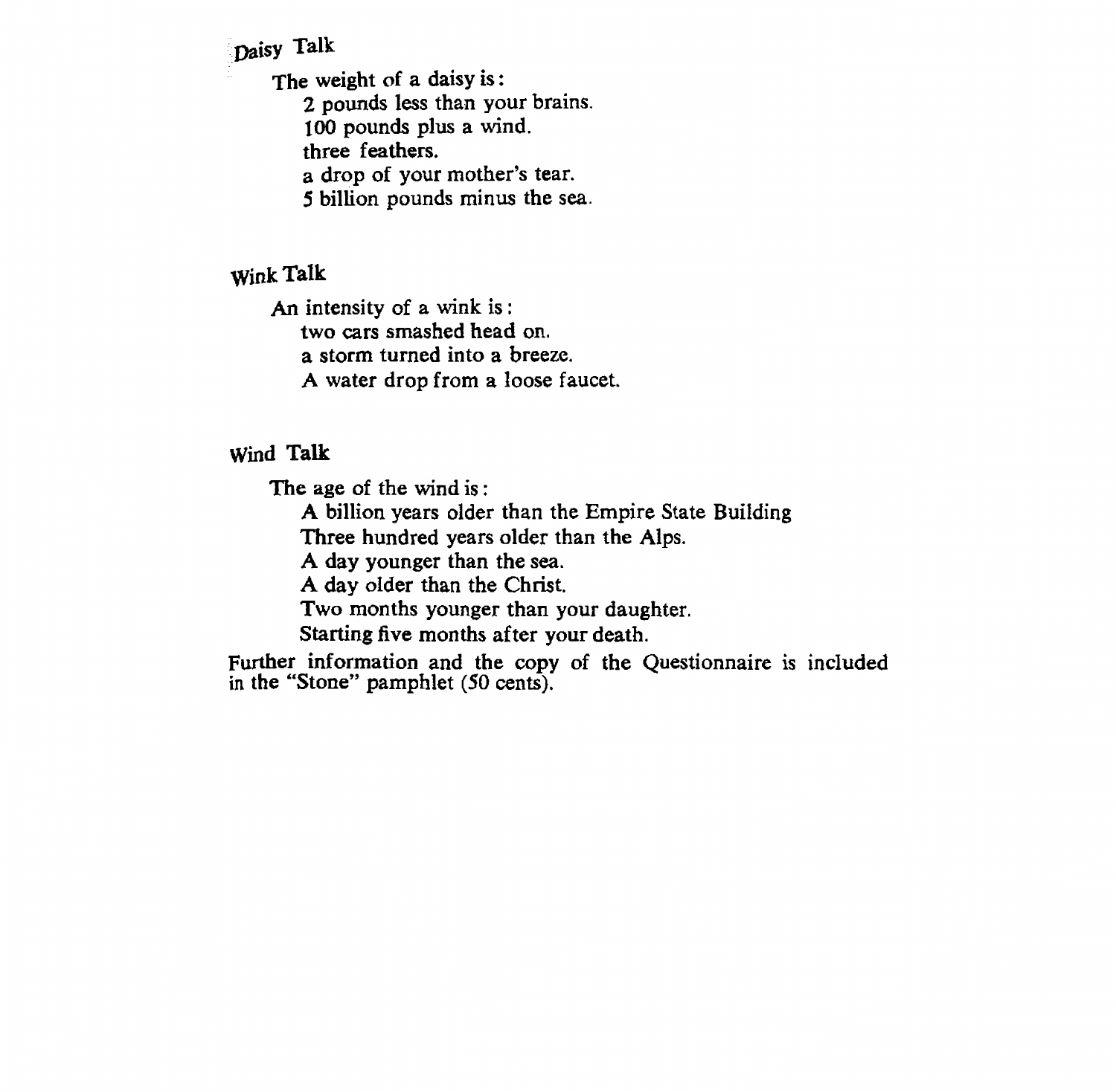## Daisy Talk

The weight of a daisy is:

2 pounds less than your brains.
100 pounds plus a wind.
three feathers.
a drop of your mother's tear.
5 billion pounds minus the sea.

## Wink Talk

An intensity of a wink is:

two cars smashed head on.
a storm turned into a breeze.
A water drop from a loose faucet.

## Wind Talk

The age of the wind is:

A billion years older than the Empire State Building
Three hundred years older than the Alps.
A day younger than the sea.
A day older than the Christ.
Two months younger than your daughter.
Starting five months after your death.

Further information and the copy of the Questionnaire is included in the "Stone" pamphlet (50 cents).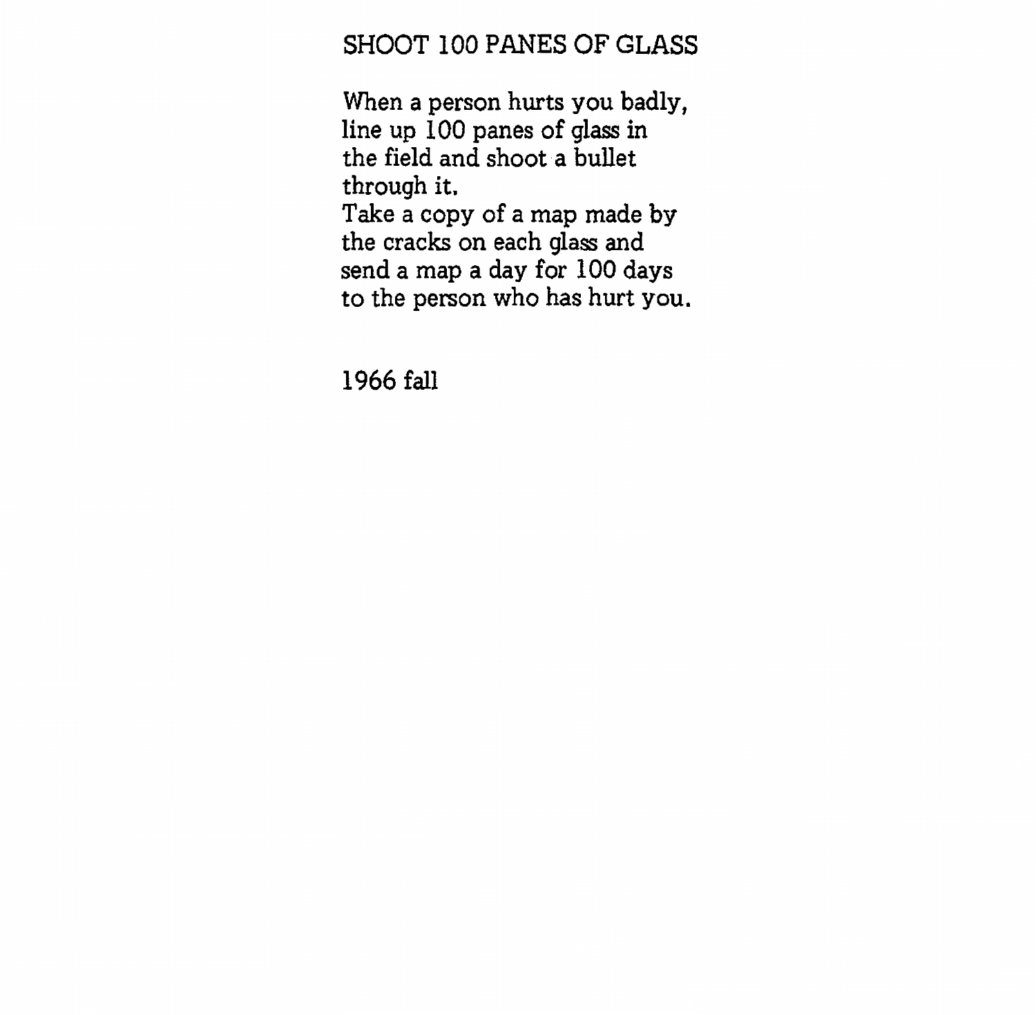# SHOOT 100 PANES OF GLASS

When a person hurts you badly,
line up 100 panes of glass in
the field and shoot a bullet
through it.
Take a copy of a map made by
the cracks on each glass and
send a map a day for 100 days
to the person who has hurt you.

1966 fall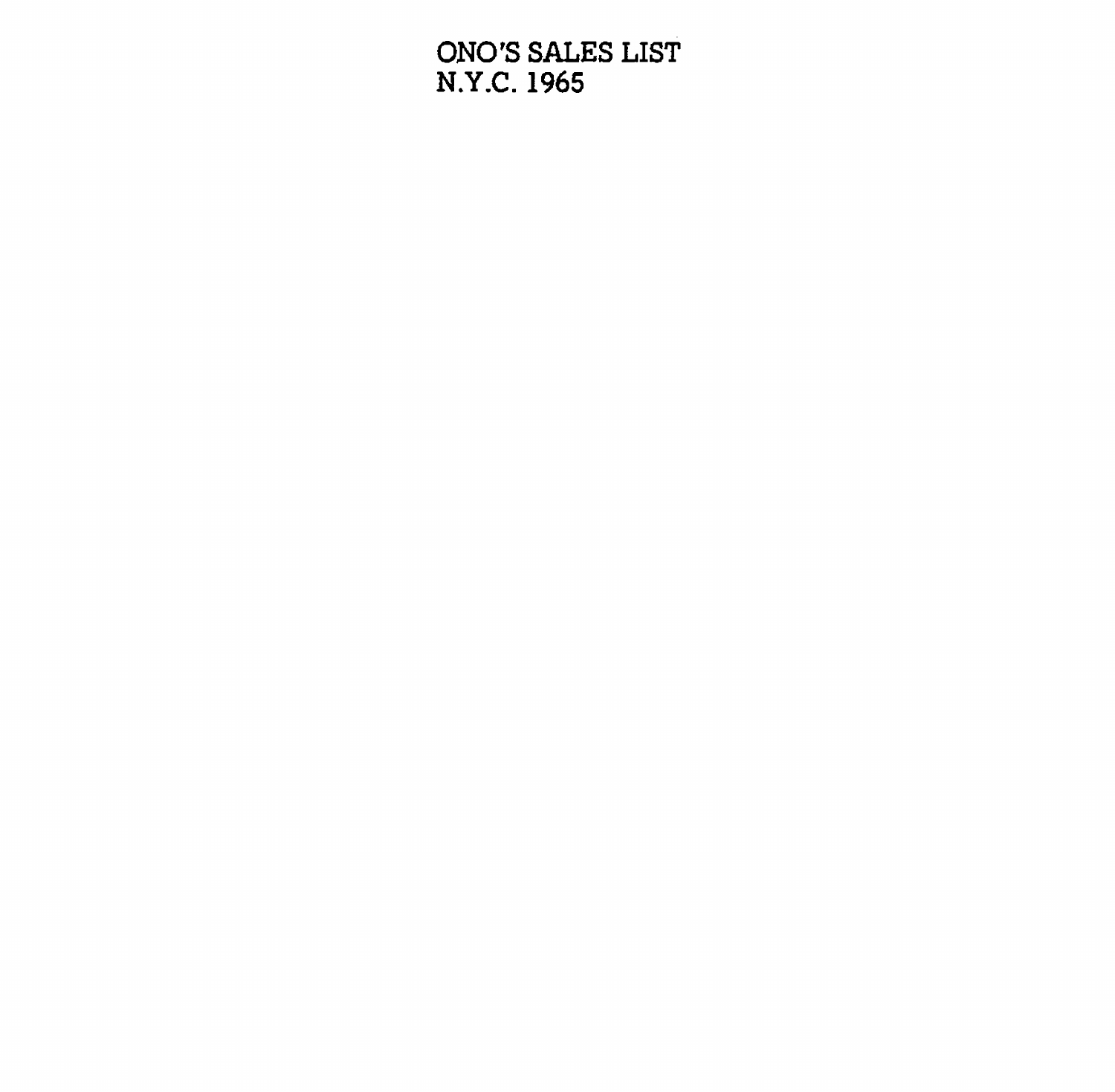ONO'S SALES LIST
N.Y.C. 1965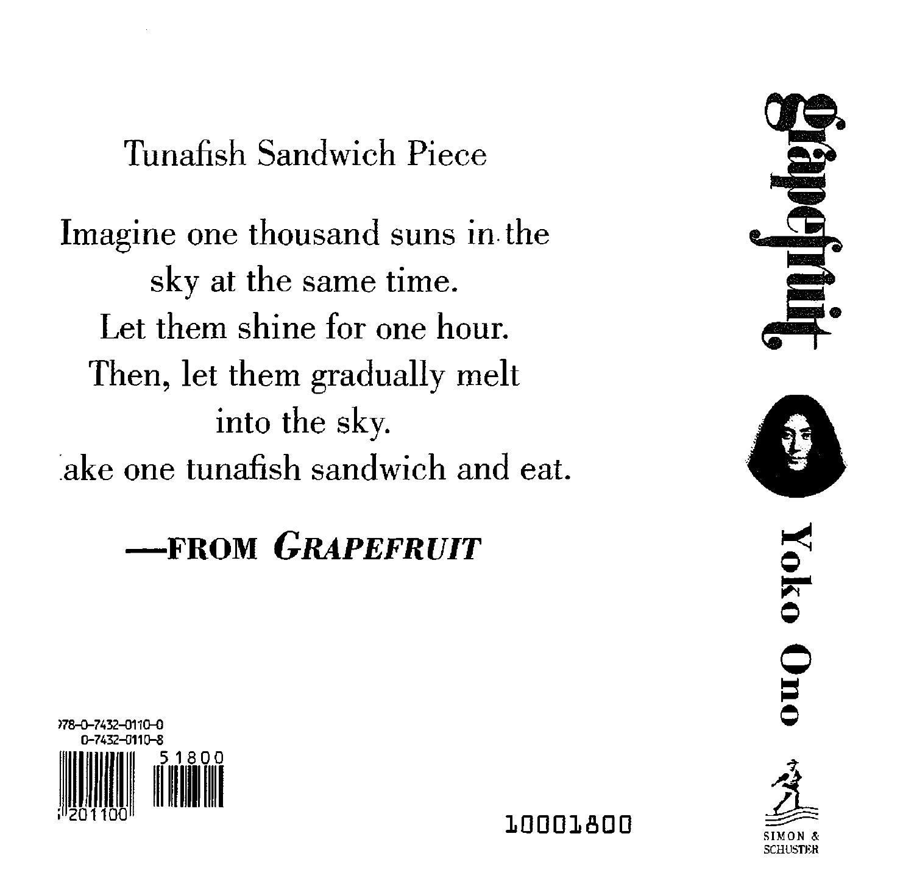Tunafish Sandwich Piece

Imagine one thousand suns in the
sky at the same time.
Let them shine for one hour.
Then, let them gradually melt
into the sky.
.ake one tunafish sandwich and eat.

**—FROM *GRAPEFRUIT***

)78-0-7432-0110-0
0-7432-0110-8

51800

201100

10001800

grapefruit

Yoko Ono

SIMON & SCHUSTER